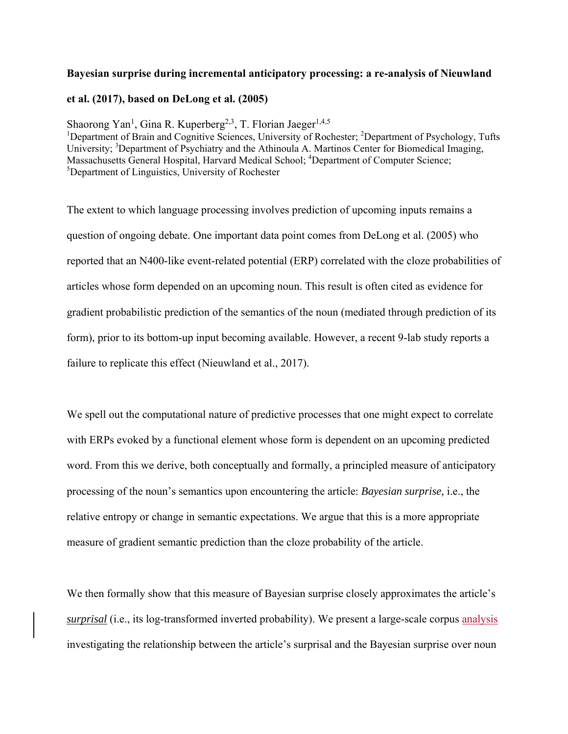**Bayesian surprise during incremental anticipatory processing: a re-analysis of Nieuwland et al. (2017), based on DeLong et al. (2005)**

Shaorong Yan[1], Gina R. Kuperberg[2,3], T. Florian Jaeger[1,4,5]
[1]Department of Brain and Cognitive Sciences, University of Rochester; [2]Department of Psychology, Tufts University; [3]Department of Psychiatry and the Athinoula A. Martinos Center for Biomedical Imaging, Massachusetts General Hospital, Harvard Medical School; [4]Department of Computer Science; [5]Department of Linguistics, University of Rochester

The extent to which language processing involves prediction of upcoming inputs remains a question of ongoing debate. One important data point comes from DeLong et al. (2005) who reported that an N400-like event-related potential (ERP) correlated with the cloze probabilities of articles whose form depended on an upcoming noun. This result is often cited as evidence for gradient probabilistic prediction of the semantics of the noun (mediated through prediction of its form), prior to its bottom-up input becoming available. However, a recent 9-lab study reports a failure to replicate this effect (Nieuwland et al., 2017).

We spell out the computational nature of predictive processes that one might expect to correlate with ERPs evoked by a functional element whose form is dependent on an upcoming predicted word. From this we derive, both conceptually and formally, a principled measure of anticipatory processing of the noun's semantics upon encountering the article: *Bayesian surprise,* i.e., the relative entropy or change in semantic expectations. We argue that this is a more appropriate measure of gradient semantic prediction than the cloze probability of the article.

We then formally show that this measure of Bayesian surprise closely approximates the article's *surprisal* (i.e., its log-transformed inverted probability). We present a large-scale corpus analysis investigating the relationship between the article's surprisal and the Bayesian surprise over noun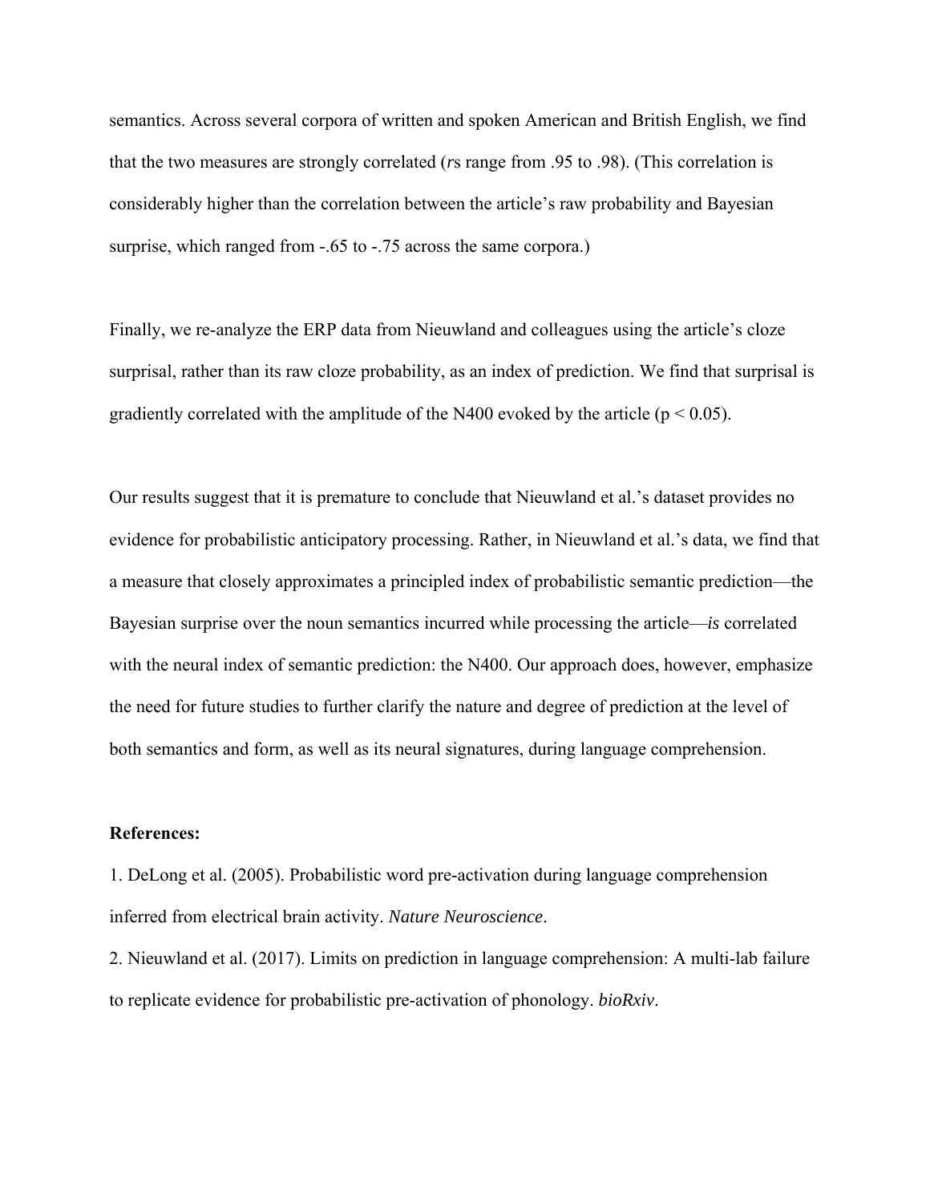semantics. Across several corpora of written and spoken American and British English, we find that the two measures are strongly correlated (*r*s range from .95 to .98). (This correlation is considerably higher than the correlation between the article's raw probability and Bayesian surprise, which ranged from -.65 to -.75 across the same corpora.)

Finally, we re-analyze the ERP data from Nieuwland and colleagues using the article's cloze surprisal, rather than its raw cloze probability, as an index of prediction. We find that surprisal is gradiently correlated with the amplitude of the N400 evoked by the article ($p < 0.05$).

Our results suggest that it is premature to conclude that Nieuwland et al.'s dataset provides no evidence for probabilistic anticipatory processing. Rather, in Nieuwland et al.'s data, we find that a measure that closely approximates a principled index of probabilistic semantic prediction—the Bayesian surprise over the noun semantics incurred while processing the article—*is* correlated with the neural index of semantic prediction: the N400. Our approach does, however, emphasize the need for future studies to further clarify the nature and degree of prediction at the level of both semantics and form, as well as its neural signatures, during language comprehension.

**References:**

1. DeLong et al. (2005). Probabilistic word pre-activation during language comprehension inferred from electrical brain activity. *Nature Neuroscience*.
2. Nieuwland et al. (2017). Limits on prediction in language comprehension: A multi-lab failure to replicate evidence for probabilistic pre-activation of phonology. *bioRxiv*.